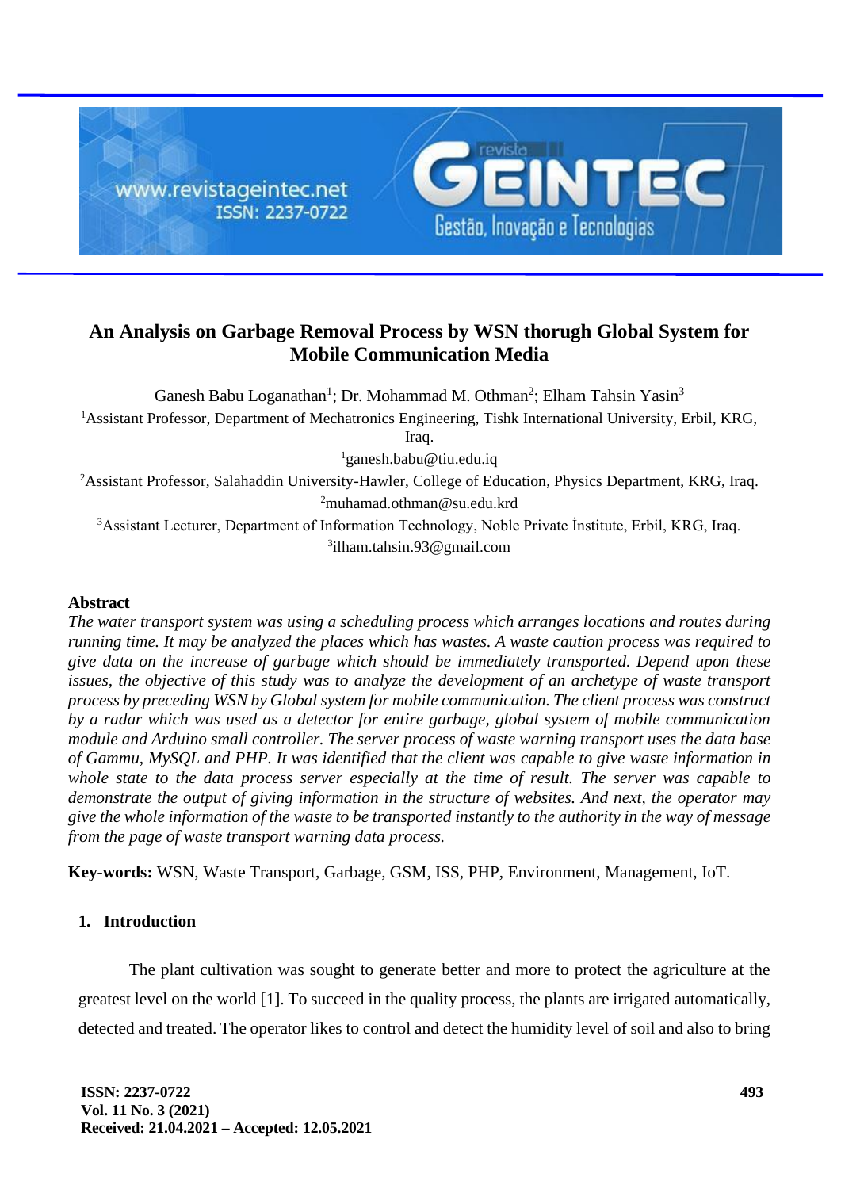# An Analysis on Garbage Removal Process by WSN thorugh Global System for Mobile Communication Media

Ganesh Babu Loganathan[1]; Dr. Mohammad M. Othman[2]; Elham Tahsin Yasin[3]

[1]Assistant Professor, Department of Mechatronics Engineering, Tishk International University, Erbil, KRG, Iraq.

[1]ganesh.babu@tiu.edu.iq

[2]Assistant Professor, Salahaddin University-Hawler, College of Education, Physics Department, KRG, Iraq.

[2]muhamad.othman@su.edu.krd

[3]Assistant Lecturer, Department of Information Technology, Noble Private İnstitute, Erbil, KRG, Iraq.

[3]ilham.tahsin.93@gmail.com

## Abstract

*The water transport system was using a scheduling process which arranges locations and routes during running time. It may be analyzed the places which has wastes. A waste caution process was required to give data on the increase of garbage which should be immediately transported. Depend upon these issues, the objective of this study was to analyze the development of an archetype of waste transport process by preceding WSN by Global system for mobile communication. The client process was construct by a radar which was used as a detector for entire garbage, global system of mobile communication module and Arduino small controller. The server process of waste warning transport uses the data base of Gammu, MySQL and PHP. It was identified that the client was capable to give waste information in whole state to the data process server especially at the time of result. The server was capable to demonstrate the output of giving information in the structure of websites. And next, the operator may give the whole information of the waste to be transported instantly to the authority in the way of message from the page of waste transport warning data process.*

**Key-words:** WSN, Waste Transport, Garbage, GSM, ISS, PHP, Environment, Management, IoT.

## 1. Introduction

The plant cultivation was sought to generate better and more to protect the agriculture at the greatest level on the world [1]. To succeed in the quality process, the plants are irrigated automatically, detected and treated. The operator likes to control and detect the humidity level of soil and also to bring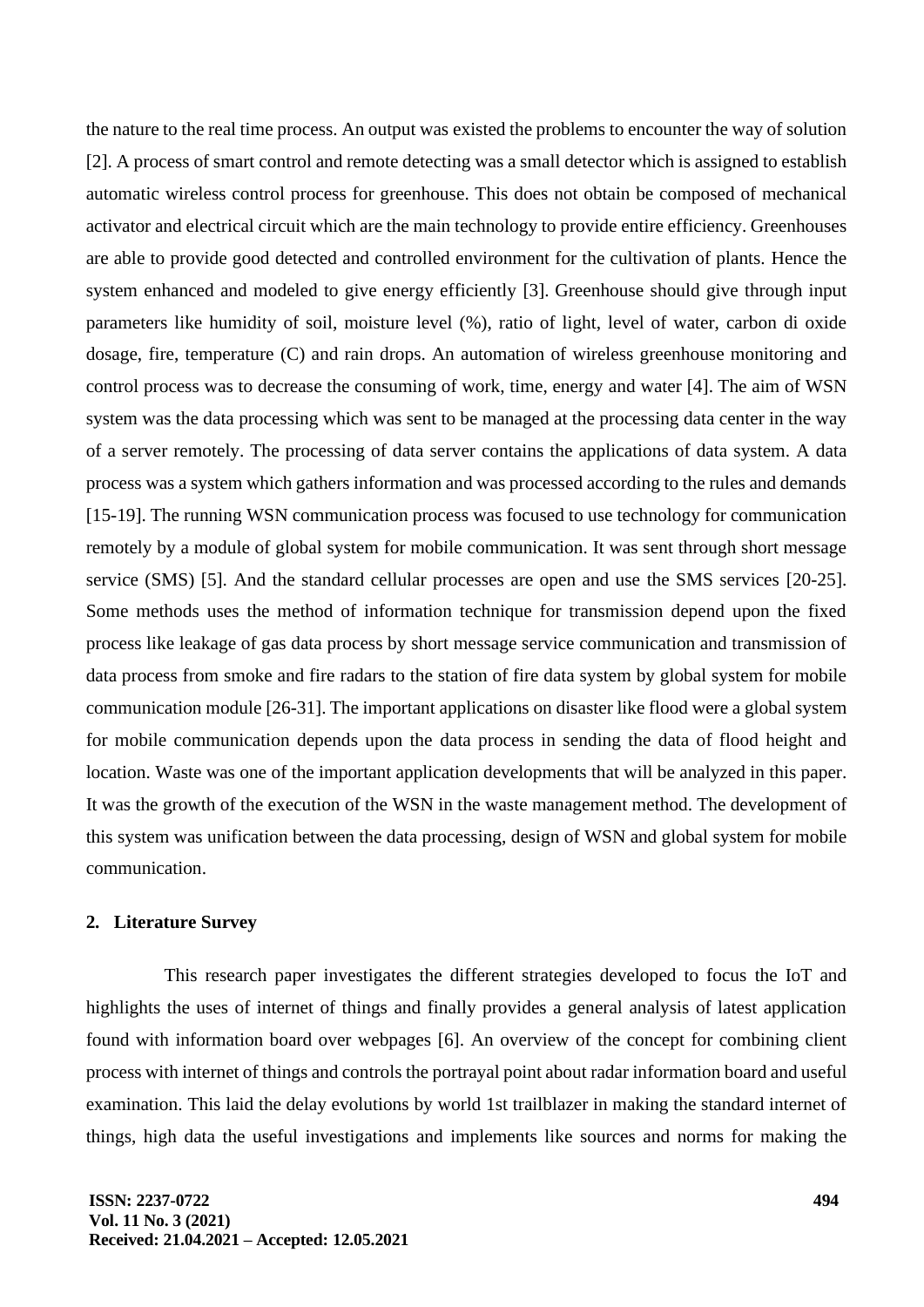the nature to the real time process. An output was existed the problems to encounter the way of solution [2]. A process of smart control and remote detecting was a small detector which is assigned to establish automatic wireless control process for greenhouse. This does not obtain be composed of mechanical activator and electrical circuit which are the main technology to provide entire efficiency. Greenhouses are able to provide good detected and controlled environment for the cultivation of plants. Hence the system enhanced and modeled to give energy efficiently [3]. Greenhouse should give through input parameters like humidity of soil, moisture level (%), ratio of light, level of water, carbon di oxide dosage, fire, temperature (C) and rain drops. An automation of wireless greenhouse monitoring and control process was to decrease the consuming of work, time, energy and water [4]. The aim of WSN system was the data processing which was sent to be managed at the processing data center in the way of a server remotely. The processing of data server contains the applications of data system. A data process was a system which gathers information and was processed according to the rules and demands [15-19]. The running WSN communication process was focused to use technology for communication remotely by a module of global system for mobile communication. It was sent through short message service (SMS) [5]. And the standard cellular processes are open and use the SMS services [20-25]. Some methods uses the method of information technique for transmission depend upon the fixed process like leakage of gas data process by short message service communication and transmission of data process from smoke and fire radars to the station of fire data system by global system for mobile communication module [26-31]. The important applications on disaster like flood were a global system for mobile communication depends upon the data process in sending the data of flood height and location. Waste was one of the important application developments that will be analyzed in this paper. It was the growth of the execution of the WSN in the waste management method. The development of this system was unification between the data processing, design of WSN and global system for mobile communication.

## 2. Literature Survey

This research paper investigates the different strategies developed to focus the IoT and highlights the uses of internet of things and finally provides a general analysis of latest application found with information board over webpages [6]. An overview of the concept for combining client process with internet of things and controls the portrayal point about radar information board and useful examination. This laid the delay evolutions by world 1st trailblazer in making the standard internet of things, high data the useful investigations and implements like sources and norms for making the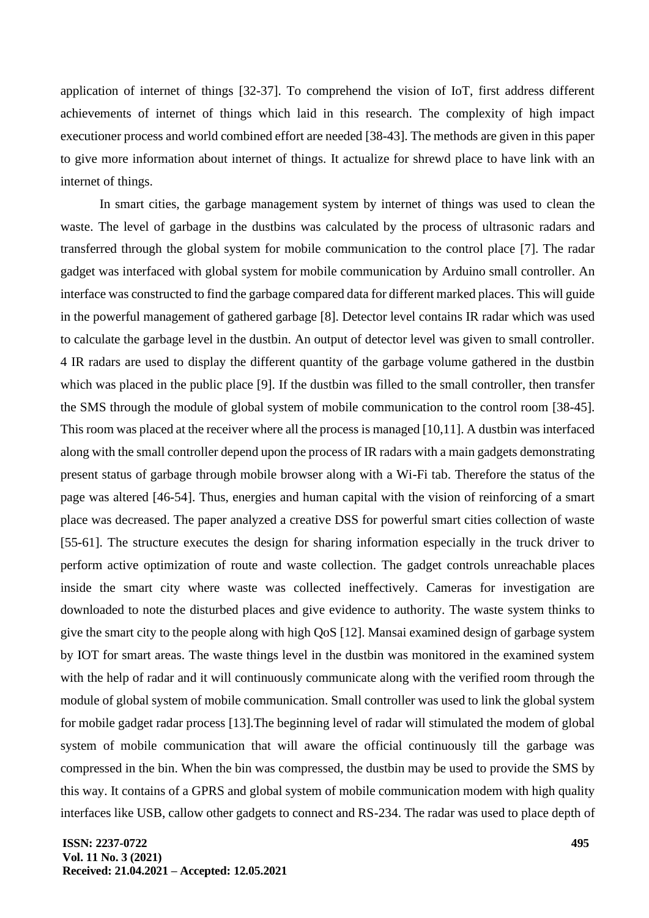application of internet of things [32-37]. To comprehend the vision of IoT, first address different achievements of internet of things which laid in this research. The complexity of high impact executioner process and world combined effort are needed [38-43]. The methods are given in this paper to give more information about internet of things. It actualize for shrewd place to have link with an internet of things.

In smart cities, the garbage management system by internet of things was used to clean the waste. The level of garbage in the dustbins was calculated by the process of ultrasonic radars and transferred through the global system for mobile communication to the control place [7]. The radar gadget was interfaced with global system for mobile communication by Arduino small controller. An interface was constructed to find the garbage compared data for different marked places. This will guide in the powerful management of gathered garbage [8]. Detector level contains IR radar which was used to calculate the garbage level in the dustbin. An output of detector level was given to small controller. 4 IR radars are used to display the different quantity of the garbage volume gathered in the dustbin which was placed in the public place [9]. If the dustbin was filled to the small controller, then transfer the SMS through the module of global system of mobile communication to the control room [38-45]. This room was placed at the receiver where all the process is managed [10,11]. A dustbin was interfaced along with the small controller depend upon the process of IR radars with a main gadgets demonstrating present status of garbage through mobile browser along with a Wi-Fi tab. Therefore the status of the page was altered [46-54]. Thus, energies and human capital with the vision of reinforcing of a smart place was decreased. The paper analyzed a creative DSS for powerful smart cities collection of waste [55-61]. The structure executes the design for sharing information especially in the truck driver to perform active optimization of route and waste collection. The gadget controls unreachable places inside the smart city where waste was collected ineffectively. Cameras for investigation are downloaded to note the disturbed places and give evidence to authority. The waste system thinks to give the smart city to the people along with high QoS [12]. Mansai examined design of garbage system by IOT for smart areas. The waste things level in the dustbin was monitored in the examined system with the help of radar and it will continuously communicate along with the verified room through the module of global system of mobile communication. Small controller was used to link the global system for mobile gadget radar process [13].The beginning level of radar will stimulated the modem of global system of mobile communication that will aware the official continuously till the garbage was compressed in the bin. When the bin was compressed, the dustbin may be used to provide the SMS by this way. It contains of a GPRS and global system of mobile communication modem with high quality interfaces like USB, callow other gadgets to connect and RS-234. The radar was used to place depth of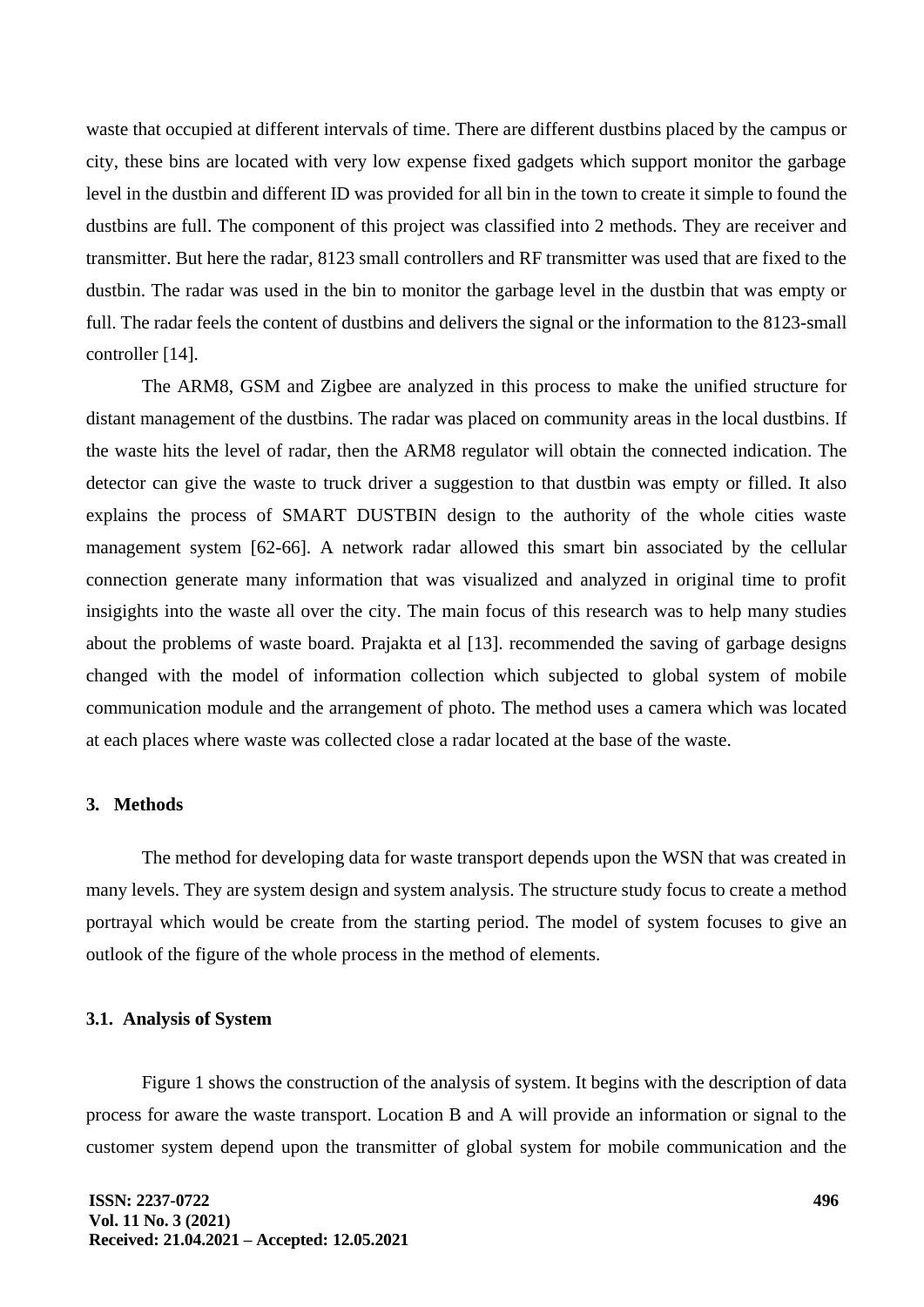waste that occupied at different intervals of time. There are different dustbins placed by the campus or city, these bins are located with very low expense fixed gadgets which support monitor the garbage level in the dustbin and different ID was provided for all bin in the town to create it simple to found the dustbins are full. The component of this project was classified into 2 methods. They are receiver and transmitter. But here the radar, 8123 small controllers and RF transmitter was used that are fixed to the dustbin. The radar was used in the bin to monitor the garbage level in the dustbin that was empty or full. The radar feels the content of dustbins and delivers the signal or the information to the 8123-small controller [14].

The ARM8, GSM and Zigbee are analyzed in this process to make the unified structure for distant management of the dustbins. The radar was placed on community areas in the local dustbins. If the waste hits the level of radar, then the ARM8 regulator will obtain the connected indication. The detector can give the waste to truck driver a suggestion to that dustbin was empty or filled. It also explains the process of SMART DUSTBIN design to the authority of the whole cities waste management system [62-66]. A network radar allowed this smart bin associated by the cellular connection generate many information that was visualized and analyzed in original time to profit insigights into the waste all over the city. The main focus of this research was to help many studies about the problems of waste board. Prajakta et al [13]. recommended the saving of garbage designs changed with the model of information collection which subjected to global system of mobile communication module and the arrangement of photo. The method uses a camera which was located at each places where waste was collected close a radar located at the base of the waste.

## 3. Methods

The method for developing data for waste transport depends upon the WSN that was created in many levels. They are system design and system analysis. The structure study focus to create a method portrayal which would be create from the starting period. The model of system focuses to give an outlook of the figure of the whole process in the method of elements.

### 3.1. Analysis of System

Figure 1 shows the construction of the analysis of system. It begins with the description of data process for aware the waste transport. Location B and A will provide an information or signal to the customer system depend upon the transmitter of global system for mobile communication and the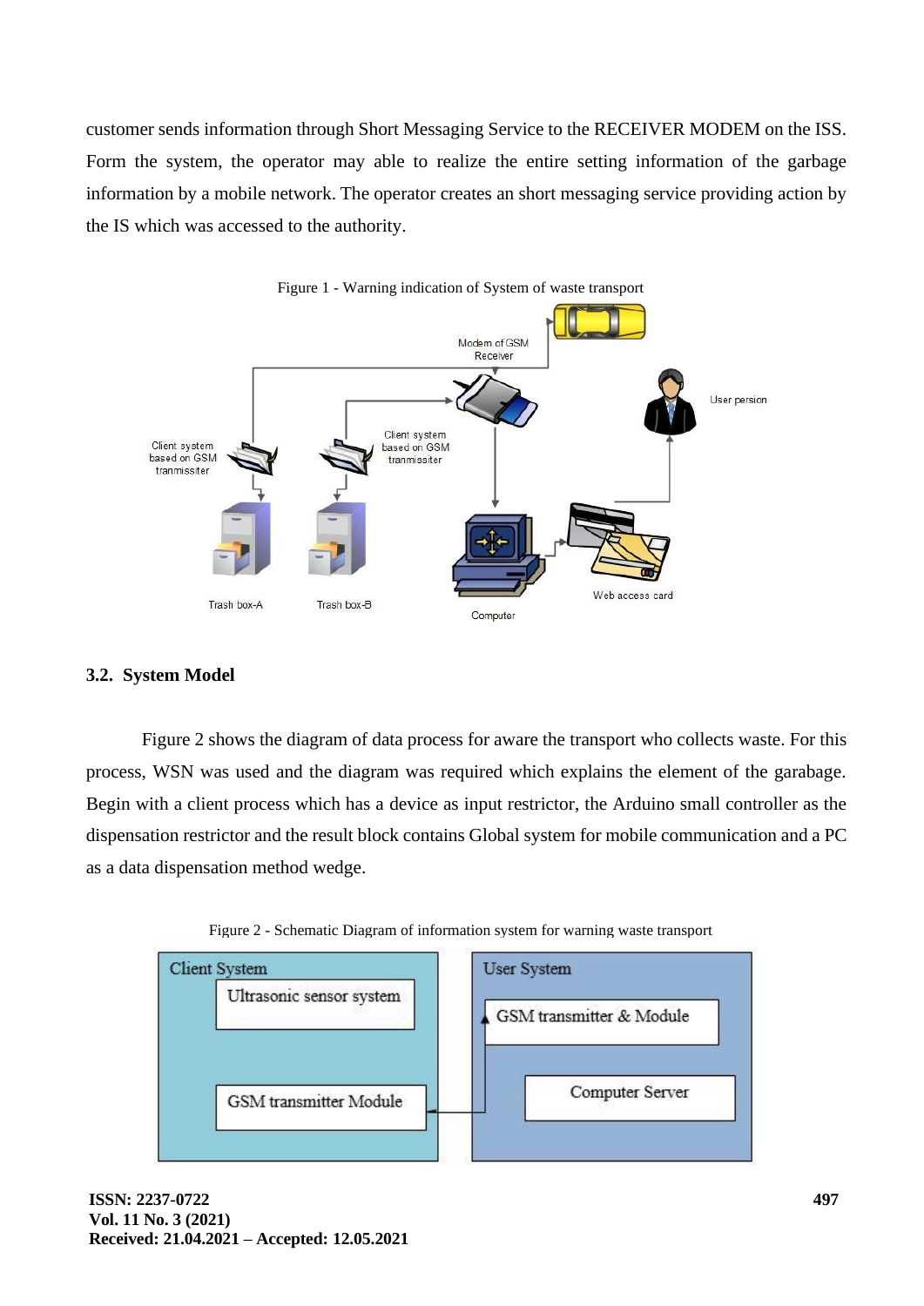customer sends information through Short Messaging Service to the RECEIVER MODEM on the ISS. Form the system, the operator may able to realize the entire setting information of the garbage information by a mobile network. The operator creates an short messaging service providing action by the IS which was accessed to the authority.

Figure 1 - Warning indication of System of waste transport

Modem of GSM Receiver

User persion

Client system based on GSM tranmissiter

Client system based on GSM tranmissiter

Trash box-A

Trash box-B

Computer

Web access card

## 3.2. System Model

Figure 2 shows the diagram of data process for aware the transport who collects waste. For this process, WSN was used and the diagram was required which explains the element of the garbage. Begin with a client process which has a device as input restrictor, the Arduino small controller as the dispensation restrictor and the result block contains Global system for mobile communication and a PC as a data dispensation method wedge.

Figure 2 - Schematic Diagram of information system for warning waste transport

Client System

Ultrasonic sensor system

GSM transmitter Module

User System

GSM transmitter & Module

Computer Server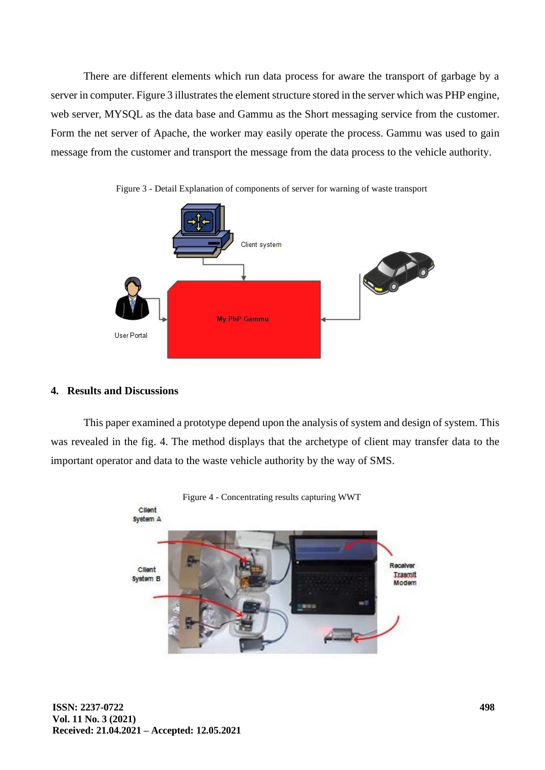There are different elements which run data process for aware the transport of garbage by a server in computer. Figure 3 illustrates the element structure stored in the server which was PHP engine, web server, MYSQL as the data base and Gammu as the Short messaging service from the customer. Form the net server of Apache, the worker may easily operate the process. Gammu was used to gain message from the customer and transport the message from the data process to the vehicle authority.

Figure 3 - Detail Explanation of components of server for warning of waste transport

Client system

My PhP Gammu

User Portal

## 4. Results and Discussions

This paper examined a prototype depend upon the analysis of system and design of system. This was revealed in the fig. 4. The method displays that the archetype of client may transfer data to the important operator and data to the waste vehicle authority by the way of SMS.

Figure 4 - Concentrating results capturing WWT

Client System A

Client System B

Receiver Trasmit Modem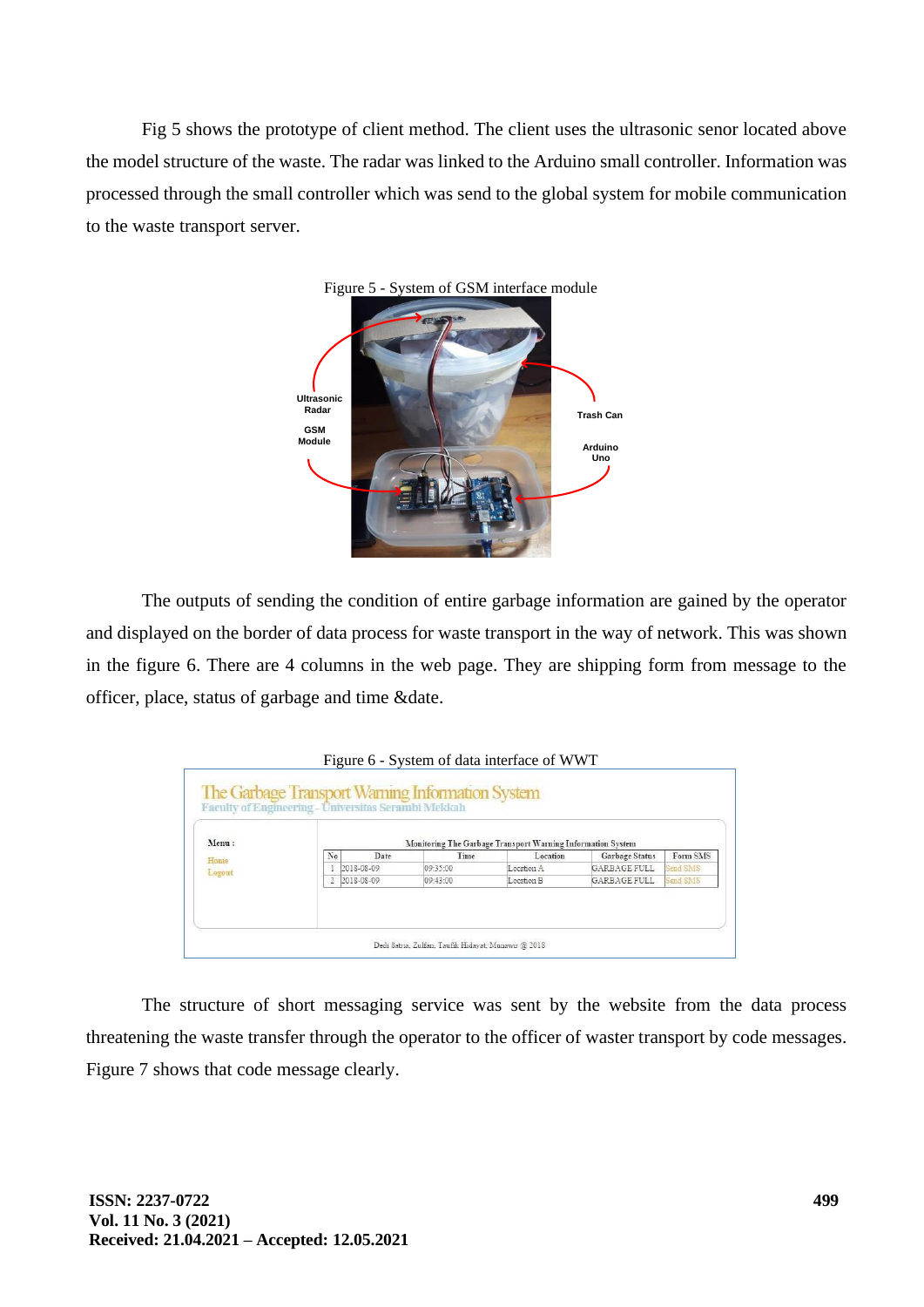Fig 5 shows the prototype of client method. The client uses the ultrasonic senor located above the model structure of the waste. The radar was linked to the Arduino small controller. Information was processed through the small controller which was send to the global system for mobile communication to the waste transport server.

Figure 5 - System of GSM interface module

Ultrasonic Radar

GSM Module

Trash Can

Arduino Uno

The outputs of sending the condition of entire garbage information are gained by the operator and displayed on the border of data process for waste transport in the way of network. This was shown in the figure 6. There are 4 columns in the web page. They are shipping form from message to the officer, place, status of garbage and time &date.

Figure 6 - System of data interface of WWT

The Garbage Transport Warning Information System

Faculty of Engineering - Universitas Serambi Mekkah

Menu :

Home

Logout

Monitoring The Garbage Transport Warning Information System

| No | Date | Time | Location | Garbage Status | Form SMS |
|---|---|---|---|---|---|
| 1 | 2018-08-09 | 09:35:00 | Location A | GARBAGE FULL | Send SMS |
| 2 | 2018-08-09 | 09:43:00 | Location B | GARBAGE FULL | Send SMS |

Dedi Satria, Zulfan, Taufik Hidayat, Munawir @ 2018

The structure of short messaging service was sent by the website from the data process threatening the waste transfer through the operator to the officer of waster transport by code messages. Figure 7 shows that code message clearly.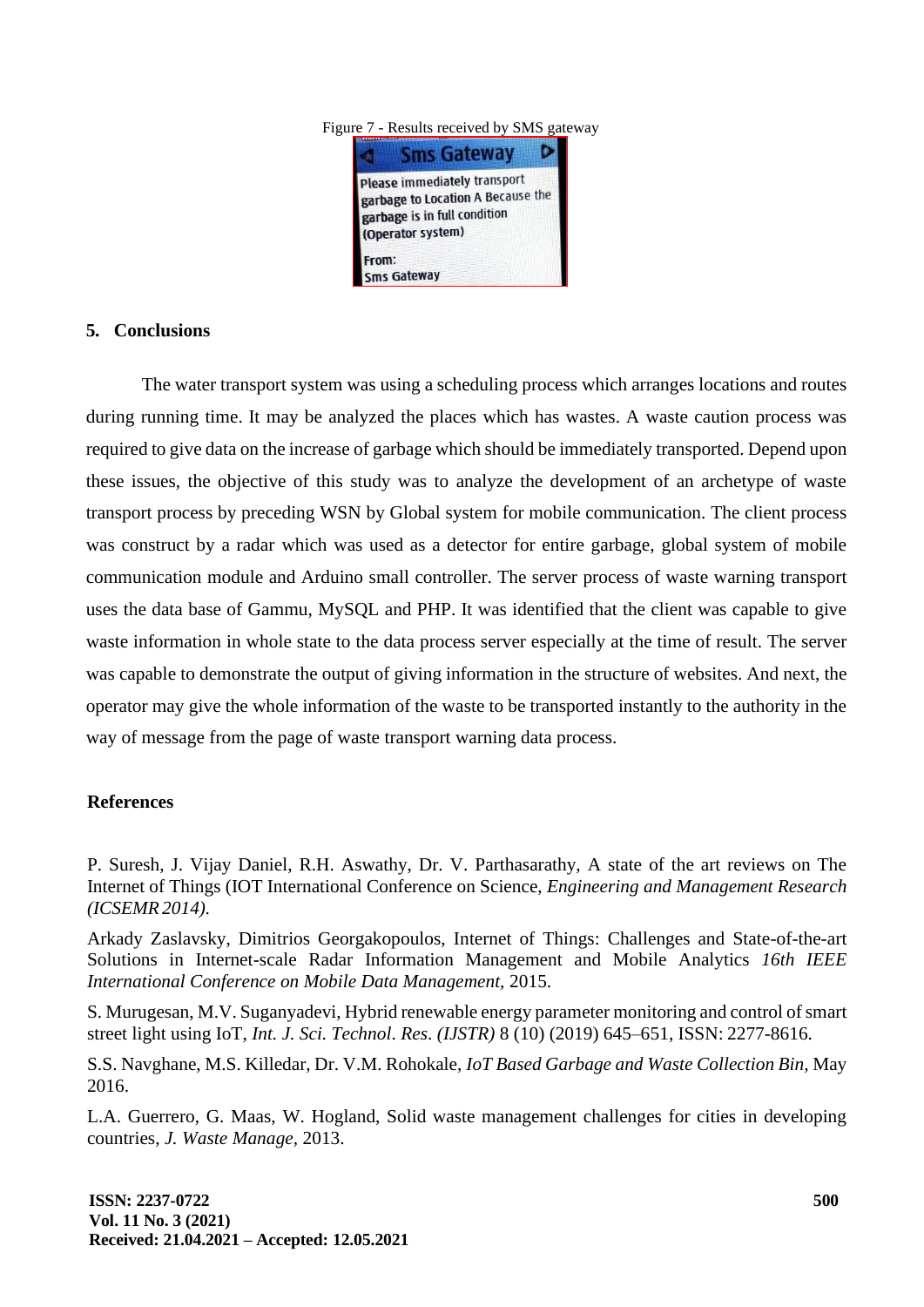Figure 7 - Results received by SMS gateway

## 5. Conclusions

The water transport system was using a scheduling process which arranges locations and routes during running time. It may be analyzed the places which has wastes. A waste caution process was required to give data on the increase of garbage which should be immediately transported. Depend upon these issues, the objective of this study was to analyze the development of an archetype of waste transport process by preceding WSN by Global system for mobile communication. The client process was construct by a radar which was used as a detector for entire garbage, global system of mobile communication module and Arduino small controller. The server process of waste warning transport uses the data base of Gammu, MySQL and PHP. It was identified that the client was capable to give waste information in whole state to the data process server especially at the time of result. The server was capable to demonstrate the output of giving information in the structure of websites. And next, the operator may give the whole information of the waste to be transported instantly to the authority in the way of message from the page of waste transport warning data process.

## References

P. Suresh, J. Vijay Daniel, R.H. Aswathy, Dr. V. Parthasarathy, A state of the art reviews on The Internet of Things (IOT International Conference on Science, *Engineering and Management Research (ICSEMR 2014).*

Arkady Zaslavsky, Dimitrios Georgakopoulos, Internet of Things: Challenges and State-of-the-art Solutions in Internet-scale Radar Information Management and Mobile Analytics *16th IEEE International Conference on Mobile Data Management*, 2015.

S. Murugesan, M.V. Suganyadevi, Hybrid renewable energy parameter monitoring and control of smart street light using IoT, *Int. J. Sci. Technol. Res. (IJSTR)* 8 (10) (2019) 645–651, ISSN: 2277-8616.

S.S. Navghane, M.S. Killedar, Dr. V.M. Rohokale, *IoT Based Garbage and Waste Collection Bin*, May 2016.

L.A. Guerrero, G. Maas, W. Hogland, Solid waste management challenges for cities in developing countries, *J. Waste Manage*, 2013.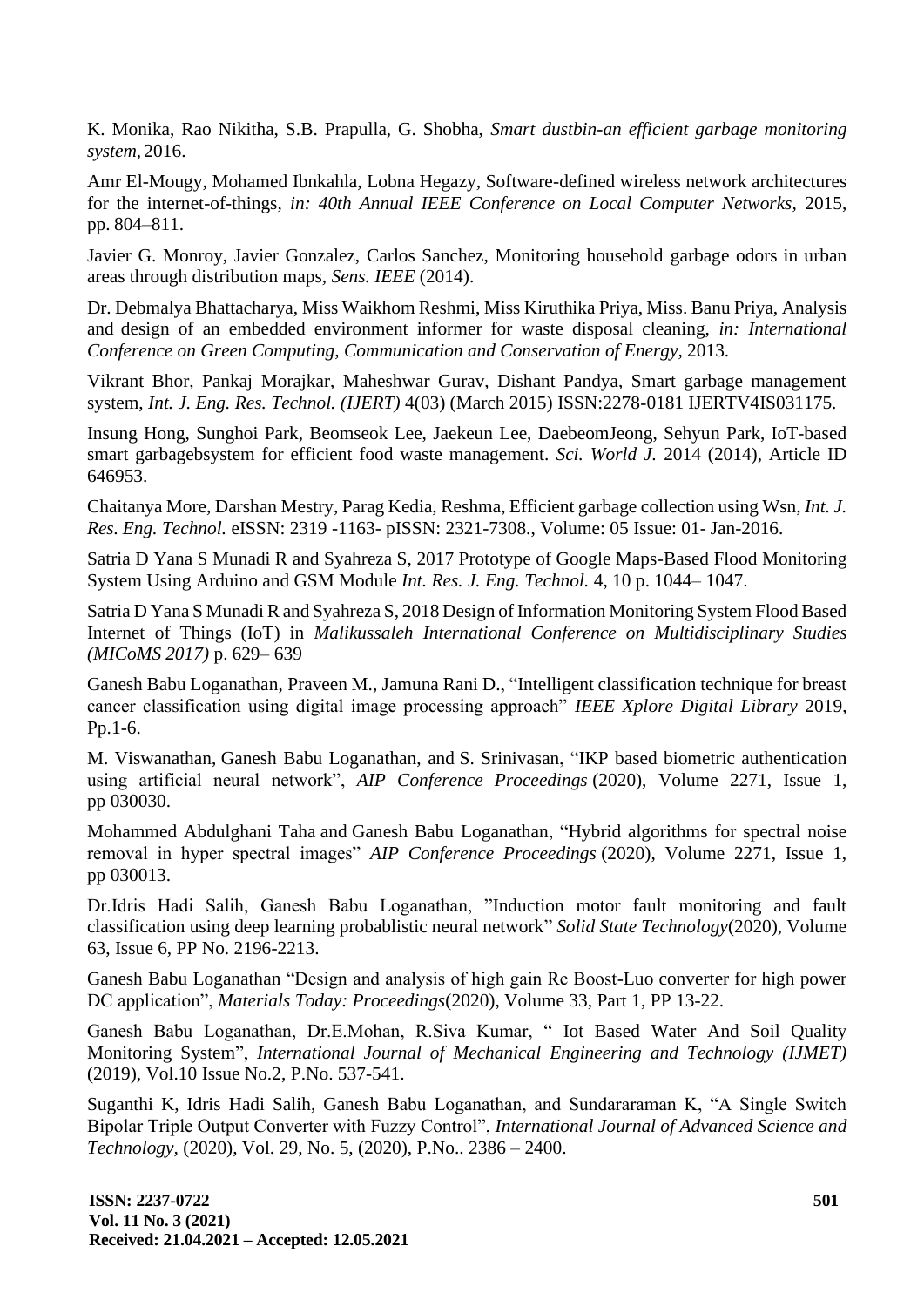K. Monika, Rao Nikitha, S.B. Prapulla, G. Shobha, *Smart dustbin-an efficient garbage monitoring system,* 2016.

Amr El-Mougy, Mohamed Ibnkahla, Lobna Hegazy, Software-defined wireless network architectures for the internet-of-things, *in: 40th Annual IEEE Conference on Local Computer Networks*, 2015, pp. 804–811.

Javier G. Monroy, Javier Gonzalez, Carlos Sanchez, Monitoring household garbage odors in urban areas through distribution maps, *Sens. IEEE* (2014).

Dr. Debmalya Bhattacharya, Miss Waikhom Reshmi, Miss Kiruthika Priya, Miss. Banu Priya, Analysis and design of an embedded environment informer for waste disposal cleaning, *in: International Conference on Green Computing, Communication and Conservation of Energy,* 2013.

Vikrant Bhor, Pankaj Morajkar, Maheshwar Gurav, Dishant Pandya, Smart garbage management system, *Int. J. Eng. Res. Technol. (IJERT)* 4(03) (March 2015) ISSN:2278-0181 IJERTV4IS031175.

Insung Hong, Sunghoi Park, Beomseok Lee, Jaekeun Lee, DaebeomJeong, Sehyun Park, IoT-based smart garbagebsystem for efficient food waste management. *Sci. World J.* 2014 (2014), Article ID 646953.

Chaitanya More, Darshan Mestry, Parag Kedia, Reshma, Efficient garbage collection using Wsn, *Int. J. Res. Eng. Technol.* eISSN: 2319 -1163- pISSN: 2321-7308., Volume: 05 Issue: 01- Jan-2016.

Satria D Yana S Munadi R and Syahreza S, 2017 Prototype of Google Maps-Based Flood Monitoring System Using Arduino and GSM Module *Int. Res. J. Eng. Technol.* 4, 10 p. 1044– 1047.

Satria D Yana S Munadi R and Syahreza S, 2018 Design of Information Monitoring System Flood Based Internet of Things (IoT) in *Malikussaleh International Conference on Multidisciplinary Studies (MICoMS 2017)* p. 629– 639

Ganesh Babu Loganathan, Praveen M., Jamuna Rani D., "Intelligent classification technique for breast cancer classification using digital image processing approach" *IEEE Xplore Digital Library* 2019, Pp.1-6.

M. Viswanathan, Ganesh Babu Loganathan, and S. Srinivasan, "IKP based biometric authentication using artificial neural network", *AIP Conference Proceedings* (2020), Volume 2271, Issue 1, pp 030030.

Mohammed Abdulghani Taha and Ganesh Babu Loganathan, "Hybrid algorithms for spectral noise removal in hyper spectral images" *AIP Conference Proceedings* (2020), Volume 2271, Issue 1, pp 030013.

Dr.Idris Hadi Salih, Ganesh Babu Loganathan, "Induction motor fault monitoring and fault classification using deep learning probablistic neural network" *Solid State Technology*(2020), Volume 63, Issue 6, PP No. 2196-2213.

Ganesh Babu Loganathan "Design and analysis of high gain Re Boost-Luo converter for high power DC application", *Materials Today: Proceedings*(2020), Volume 33, Part 1, PP 13-22.

Ganesh Babu Loganathan, Dr.E.Mohan, R.Siva Kumar, " Iot Based Water And Soil Quality Monitoring System", *International Journal of Mechanical Engineering and Technology (IJMET)* (2019), Vol.10 Issue No.2, P.No. 537-541.

Suganthi K, Idris Hadi Salih, Ganesh Babu Loganathan, and Sundararaman K, "A Single Switch Bipolar Triple Output Converter with Fuzzy Control", *International Journal of Advanced Science and Technology,* (2020), Vol. 29, No. 5, (2020), P.No.. 2386 – 2400.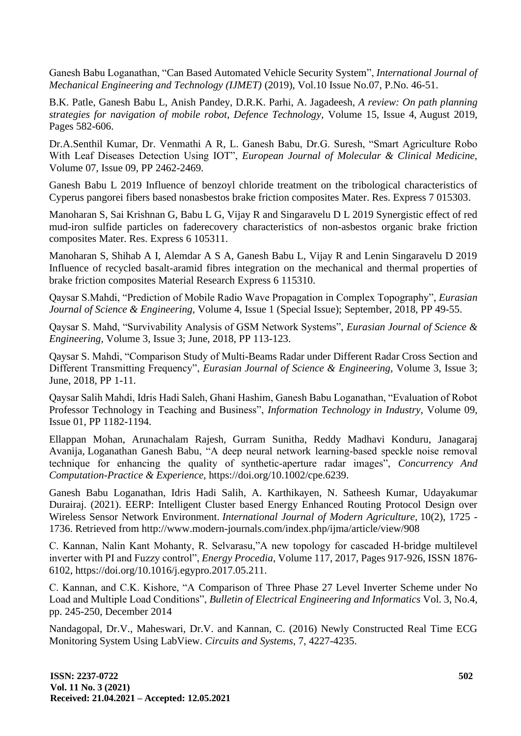Ganesh Babu Loganathan, "Can Based Automated Vehicle Security System", *International Journal of Mechanical Engineering and Technology (IJMET)* (2019), Vol.10 Issue No.07, P.No. 46-51.

B.K. Patle, Ganesh Babu L, Anish Pandey, D.R.K. Parhi, A. Jagadeesh, *A review: On path planning strategies for navigation of mobile robot, Defence Technology,* Volume 15, Issue 4, August 2019, Pages 582-606.

Dr.A.Senthil Kumar, Dr. Venmathi A R, L. Ganesh Babu, Dr.G. Suresh, "Smart Agriculture Robo With Leaf Diseases Detection Using IOT", *European Journal of Molecular & Clinical Medicine,* Volume 07, Issue 09, PP 2462-2469.

Ganesh Babu L 2019 Influence of benzoyl chloride treatment on the tribological characteristics of Cyperus pangorei fibers based nonasbestos brake friction composites Mater. Res. Express 7 015303.

Manoharan S, Sai Krishnan G, Babu L G, Vijay R and Singaravelu D L 2019 Synergistic effect of red mud-iron sulfide particles on faderecovery characteristics of non-asbestos organic brake friction composites Mater. Res. Express 6 105311.

Manoharan S, Shihab A I, Alemdar A S A, Ganesh Babu L, Vijay R and Lenin Singaravelu D 2019 Influence of recycled basalt-aramid fibres integration on the mechanical and thermal properties of brake friction composites Material Research Express 6 115310.

Qaysar S.Mahdi, "Prediction of Mobile Radio Wave Propagation in Complex Topography", *Eurasian Journal of Science & Engineering,* Volume 4, Issue 1 (Special Issue); September, 2018, PP 49-55.

Qaysar S. Mahd, "Survivability Analysis of GSM Network Systems", *Eurasian Journal of Science & Engineering,* Volume 3, Issue 3; June, 2018, PP 113-123.

Qaysar S. Mahdi, "Comparison Study of Multi-Beams Radar under Different Radar Cross Section and Different Transmitting Frequency", *Eurasian Journal of Science & Engineering,* Volume 3, Issue 3; June, 2018, PP 1-11.

Qaysar Salih Mahdi, Idris Hadi Saleh, Ghani Hashim, Ganesh Babu Loganathan, "Evaluation of Robot Professor Technology in Teaching and Business", *Information Technology in Industry,* Volume 09, Issue 01, PP 1182-1194.

Ellappan Mohan, Arunachalam Rajesh, Gurram Sunitha, Reddy Madhavi Konduru, Janagaraj Avanija, Loganathan Ganesh Babu, "A deep neural network learning-based speckle noise removal technique for enhancing the quality of synthetic-aperture radar images", *Concurrency And Computation-Practice & Experience,* https://doi.org/10.1002/cpe.6239.

Ganesh Babu Loganathan, Idris Hadi Salih, A. Karthikayen, N. Satheesh Kumar, Udayakumar Durairaj. (2021). EERP: Intelligent Cluster based Energy Enhanced Routing Protocol Design over Wireless Sensor Network Environment. *International Journal of Modern Agriculture,* 10(2), 1725 - 1736. Retrieved from http://www.modern-journals.com/index.php/ijma/article/view/908

C. Kannan, Nalin Kant Mohanty, R. Selvarasu,"A new topology for cascaded H-bridge multilevel inverter with PI and Fuzzy control", *Energy Procedia,* Volume 117, 2017, Pages 917-926, ISSN 1876-6102, https://doi.org/10.1016/j.egypro.2017.05.211.

C. Kannan, and C.K. Kishore, "A Comparison of Three Phase 27 Level Inverter Scheme under No Load and Multiple Load Conditions", *Bulletin of Electrical Engineering and Informatics* Vol. 3, No.4, pp. 245-250, December 2014

Nandagopal, Dr.V., Maheswari, Dr.V. and Kannan, C. (2016) Newly Constructed Real Time ECG Monitoring System Using LabView. *Circuits and Systems,* 7, 4227-4235.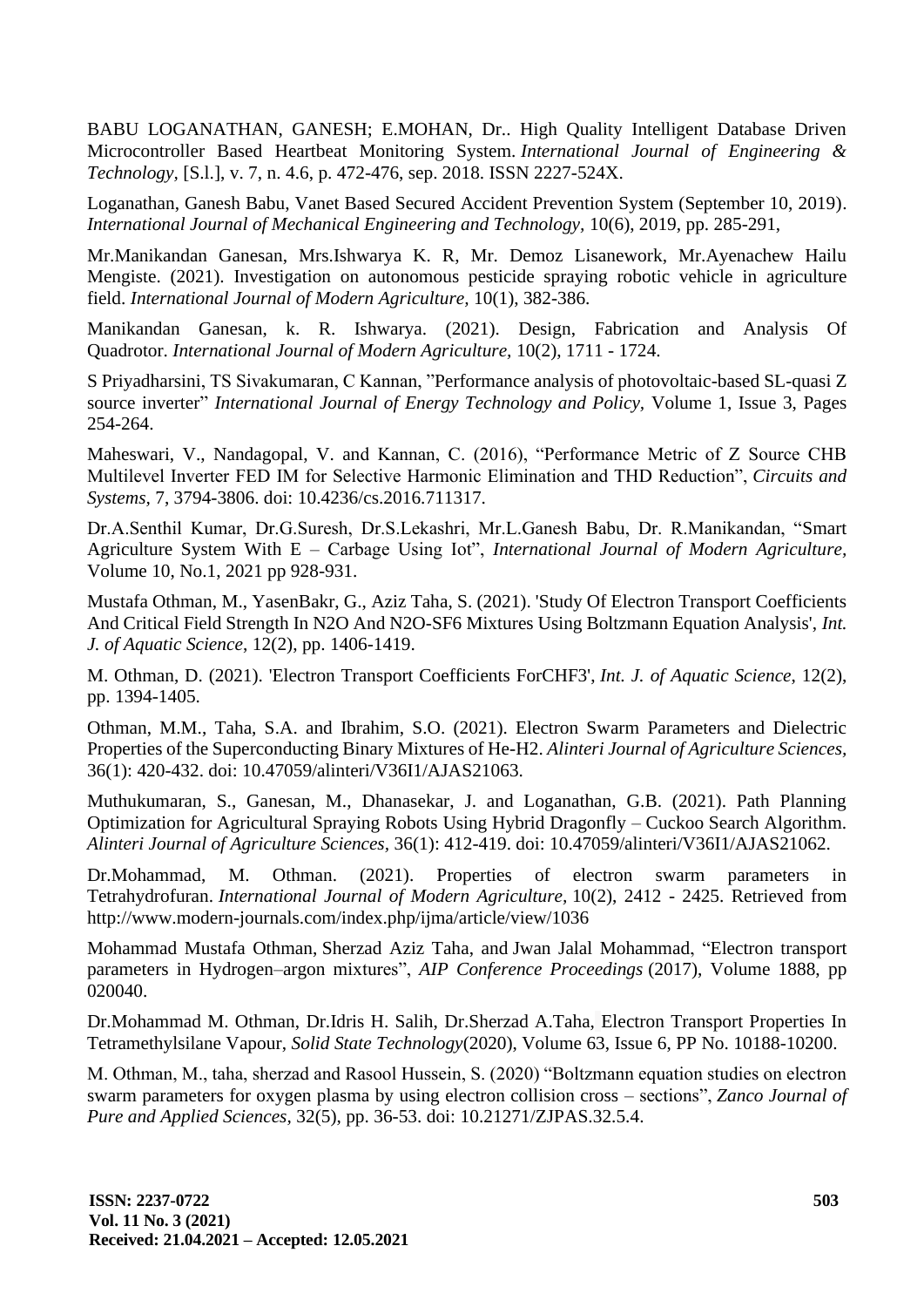BABU LOGANATHAN, GANESH; E.MOHAN, Dr.. High Quality Intelligent Database Driven Microcontroller Based Heartbeat Monitoring System. *International Journal of Engineering & Technology*, [S.l.], v. 7, n. 4.6, p. 472-476, sep. 2018. ISSN 2227-524X.

Loganathan, Ganesh Babu, Vanet Based Secured Accident Prevention System (September 10, 2019). *International Journal of Mechanical Engineering and Technology*, 10(6), 2019, pp. 285-291,

Mr.Manikandan Ganesan, Mrs.Ishwarya K. R, Mr. Demoz Lisanework, Mr.Ayenachew Hailu Mengiste. (2021). Investigation on autonomous pesticide spraying robotic vehicle in agriculture field. *International Journal of Modern Agriculture*, 10(1), 382-386.

Manikandan Ganesan, k. R. Ishwarya. (2021). Design, Fabrication and Analysis Of Quadrotor. *International Journal of Modern Agriculture*, 10(2), 1711 - 1724.

S Priyadharsini, TS Sivakumaran, C Kannan, "Performance analysis of photovoltaic-based SL-quasi Z source inverter" *International Journal of Energy Technology and Policy*, Volume 1, Issue 3, Pages 254-264.

Maheswari, V., Nandagopal, V. and Kannan, C. (2016), "Performance Metric of Z Source CHB Multilevel Inverter FED IM for Selective Harmonic Elimination and THD Reduction", *Circuits and Systems*, 7, 3794-3806. doi: 10.4236/cs.2016.711317.

Dr.A.Senthil Kumar, Dr.G.Suresh, Dr.S.Lekashri, Mr.L.Ganesh Babu, Dr. R.Manikandan, "Smart Agriculture System With E – Carbage Using Iot", *International Journal of Modern Agriculture*, Volume 10, No.1, 2021 pp 928-931.

Mustafa Othman, M., YasenBakr, G., Aziz Taha, S. (2021). 'Study Of Electron Transport Coefficients And Critical Field Strength In N2O And N2O-SF6 Mixtures Using Boltzmann Equation Analysis', *Int. J. of Aquatic Science*, 12(2), pp. 1406-1419.

M. Othman, D. (2021). 'Electron Transport Coefficients ForCHF3', *Int. J. of Aquatic Science*, 12(2), pp. 1394-1405.

Othman, M.M., Taha, S.A. and Ibrahim, S.O. (2021). Electron Swarm Parameters and Dielectric Properties of the Superconducting Binary Mixtures of He-H2. *Alinteri Journal of Agriculture Sciences*, 36(1): 420-432. doi: 10.47059/alinteri/V36I1/AJAS21063.

Muthukumaran, S., Ganesan, M., Dhanasekar, J. and Loganathan, G.B. (2021). Path Planning Optimization for Agricultural Spraying Robots Using Hybrid Dragonfly – Cuckoo Search Algorithm. *Alinteri Journal of Agriculture Sciences*, 36(1): 412-419. doi: 10.47059/alinteri/V36I1/AJAS21062.

Dr.Mohammad, M. Othman. (2021). Properties of electron swarm parameters in Tetrahydrofuran. *International Journal of Modern Agriculture*, 10(2), 2412 - 2425. Retrieved from http://www.modern-journals.com/index.php/ijma/article/view/1036

Mohammad Mustafa Othman, Sherzad Aziz Taha, and Jwan Jalal Mohammad, "Electron transport parameters in Hydrogen–argon mixtures", *AIP Conference Proceedings* (2017), Volume 1888, pp 020040.

Dr.Mohammad M. Othman, Dr.Idris H. Salih, Dr.Sherzad A.Taha, Electron Transport Properties In Tetramethylsilane Vapour, *Solid State Technology*(2020), Volume 63, Issue 6, PP No. 10188-10200.

M. Othman, M., taha, sherzad and Rasool Hussein, S. (2020) "Boltzmann equation studies on electron swarm parameters for oxygen plasma by using electron collision cross – sections", *Zanco Journal of Pure and Applied Sciences*, 32(5), pp. 36-53. doi: 10.21271/ZJPAS.32.5.4.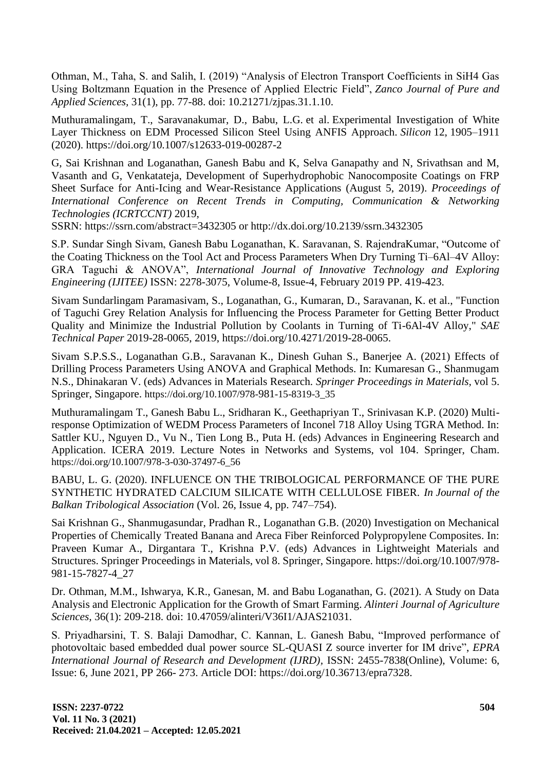Othman, M., Taha, S. and Salih, I. (2019) "Analysis of Electron Transport Coefficients in SiH4 Gas Using Boltzmann Equation in the Presence of Applied Electric Field", *Zanco Journal of Pure and Applied Sciences*, 31(1), pp. 77-88. doi: 10.21271/zjpas.31.1.10.

Muthuramalingam, T., Saravanakumar, D., Babu, L.G. et al. Experimental Investigation of White Layer Thickness on EDM Processed Silicon Steel Using ANFIS Approach. *Silicon* 12, 1905–1911 (2020). https://doi.org/10.1007/s12633-019-00287-2

G, Sai Krishnan and Loganathan, Ganesh Babu and K, Selva Ganapathy and N, Srivathsan and M, Vasanth and G, Venkatateja, Development of Superhydrophobic Nanocomposite Coatings on FRP Sheet Surface for Anti-Icing and Wear-Resistance Applications (August 5, 2019). *Proceedings of International Conference on Recent Trends in Computing, Communication & Networking Technologies (ICRTCCNT)* 2019,
SSRN: https://ssrn.com/abstract=3432305 or http://dx.doi.org/10.2139/ssrn.3432305

S.P. Sundar Singh Sivam, Ganesh Babu Loganathan, K. Saravanan, S. RajendraKumar, "Outcome of the Coating Thickness on the Tool Act and Process Parameters When Dry Turning Ti–6Al–4V Alloy: GRA Taguchi & ANOVA", *International Journal of Innovative Technology and Exploring Engineering (IJITEE)* ISSN: 2278-3075, Volume-8, Issue-4, February 2019 PP. 419-423.

Sivam Sundarlingam Paramasivam, S., Loganathan, G., Kumaran, D., Saravanan, K. et al., "Function of Taguchi Grey Relation Analysis for Influencing the Process Parameter for Getting Better Product Quality and Minimize the Industrial Pollution by Coolants in Turning of Ti-6Al-4V Alloy," *SAE Technical Paper* 2019-28-0065, 2019, https://doi.org/10.4271/2019-28-0065.

Sivam S.P.S.S., Loganathan G.B., Saravanan K., Dinesh Guhan S., Banerjee A. (2021) Effects of Drilling Process Parameters Using ANOVA and Graphical Methods. In: Kumaresan G., Shanmugam N.S., Dhinakaran V. (eds) Advances in Materials Research. *Springer Proceedings in Materials,* vol 5. Springer, Singapore. https://doi.org/10.1007/978-981-15-8319-3_35

Muthuramalingam T., Ganesh Babu L., Sridharan K., Geethapriyan T., Srinivasan K.P. (2020) Multi-response Optimization of WEDM Process Parameters of Inconel 718 Alloy Using TGRA Method. In: Sattler KU., Nguyen D., Vu N., Tien Long B., Puta H. (eds) Advances in Engineering Research and Application. ICERA 2019. Lecture Notes in Networks and Systems, vol 104. Springer, Cham. https://doi.org/10.1007/978-3-030-37497-6_56

BABU, L. G. (2020). INFLUENCE ON THE TRIBOLOGICAL PERFORMANCE OF THE PURE SYNTHETIC HYDRATED CALCIUM SILICATE WITH CELLULOSE FIBER. *In Journal of the Balkan Tribological Association* (Vol. 26, Issue 4, pp. 747–754).

Sai Krishnan G., Shanmugasundar, Pradhan R., Loganathan G.B. (2020) Investigation on Mechanical Properties of Chemically Treated Banana and Areca Fiber Reinforced Polypropylene Composites. In: Praveen Kumar A., Dirgantara T., Krishna P.V. (eds) Advances in Lightweight Materials and Structures. Springer Proceedings in Materials, vol 8. Springer, Singapore. https://doi.org/10.1007/978-981-15-7827-4_27

Dr. Othman, M.M., Ishwarya, K.R., Ganesan, M. and Babu Loganathan, G. (2021). A Study on Data Analysis and Electronic Application for the Growth of Smart Farming. *Alinteri Journal of Agriculture Sciences,* 36(1): 209-218. doi: 10.47059/alinteri/V36I1/AJAS21031.

S. Priyadharsini, T. S. Balaji Damodhar, C. Kannan, L. Ganesh Babu, "Improved performance of photovoltaic based embedded dual power source SL-QUASI Z source inverter for IM drive", *EPRA International Journal of Research and Development (IJRD),* ISSN: 2455-7838(Online), Volume: 6, Issue: 6, June 2021, PP 266- 273. Article DOI: https://doi.org/10.36713/epra7328.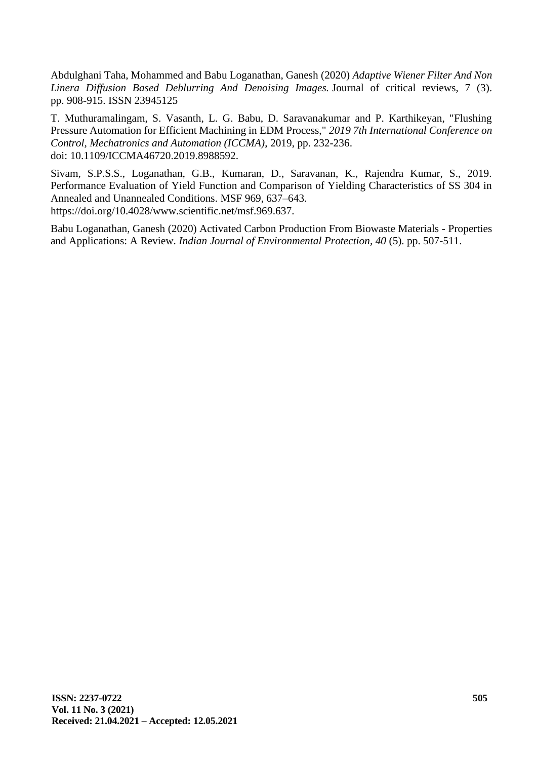Abdulghani Taha, Mohammed and Babu Loganathan, Ganesh (2020) *Adaptive Wiener Filter And Non Linera Diffusion Based Deblurring And Denoising Images.* Journal of critical reviews, 7 (3). pp. 908-915. ISSN 23945125

T. Muthuramalingam, S. Vasanth, L. G. Babu, D. Saravanakumar and P. Karthikeyan, "Flushing Pressure Automation for Efficient Machining in EDM Process," *2019 7th International Conference on Control, Mechatronics and Automation (ICCMA)*, 2019, pp. 232-236. doi: 10.1109/ICCMA46720.2019.8988592.

Sivam, S.P.S.S., Loganathan, G.B., Kumaran, D., Saravanan, K., Rajendra Kumar, S., 2019. Performance Evaluation of Yield Function and Comparison of Yielding Characteristics of SS 304 in Annealed and Unannealed Conditions. MSF 969, 637–643. https://doi.org/10.4028/www.scientific.net/msf.969.637.

Babu Loganathan, Ganesh (2020) Activated Carbon Production From Biowaste Materials - Properties and Applications: A Review. *Indian Journal of Environmental Protection, 40* (5). pp. 507-511.